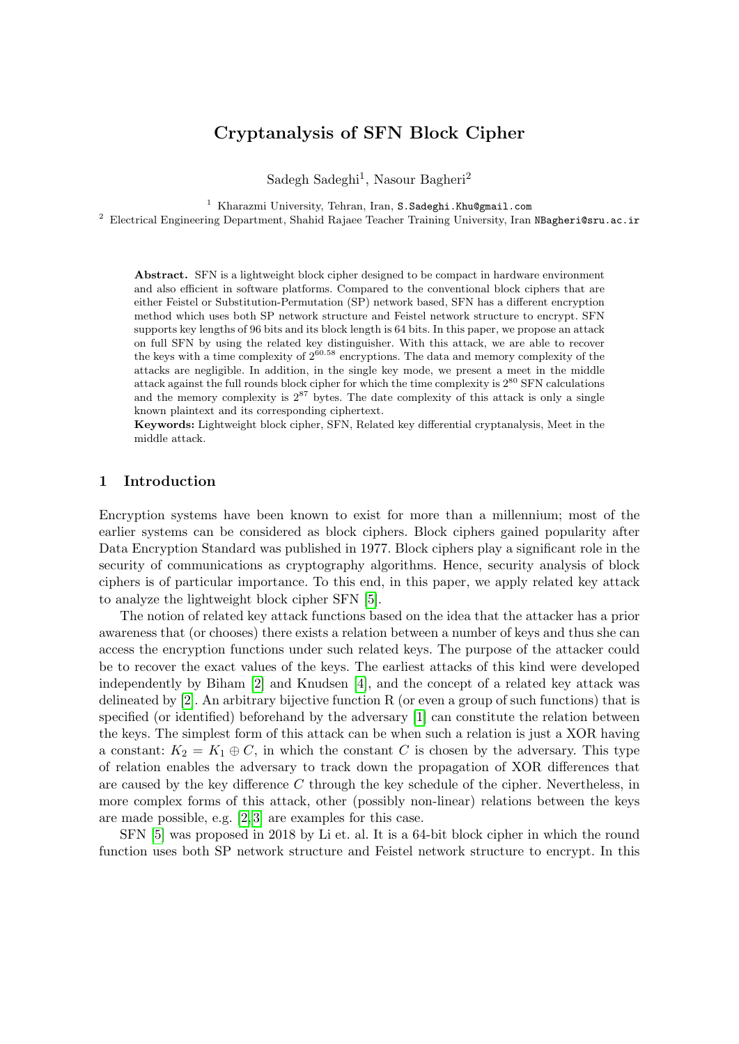# Cryptanalysis of SFN Block Cipher

Sadegh Sadeghi[1], Nasour Bagheri[2]

[1] Kharazmi University, Tehran, Iran, S.Sadeghi.Khu@gmail.com
[2] Electrical Engineering Department, Shahid Rajaee Teacher Training University, Iran NBagheri@sru.ac.ir

**Abstract.** SFN is a lightweight block cipher designed to be compact in hardware environment and also efficient in software platforms. Compared to the conventional block ciphers that are either Feistel or Substitution-Permutation (SP) network based, SFN has a different encryption method which uses both SP network structure and Feistel network structure to encrypt. SFN supports key lengths of 96 bits and its block length is 64 bits. In this paper, we propose an attack on full SFN by using the related key distinguisher. With this attack, we are able to recover the keys with a time complexity of $2^{60.58}$ encryptions. The data and memory complexity of the attacks are negligible. In addition, in the single key mode, we present a meet in the middle attack against the full rounds block cipher for which the time complexity is $2^{80}$ SFN calculations and the memory complexity is $2^{87}$ bytes. The date complexity of this attack is only a single known plaintext and its corresponding ciphertext.
**Keywords:** Lightweight block cipher, SFN, Related key differential cryptanalysis, Meet in the middle attack.

## 1 Introduction

Encryption systems have been known to exist for more than a millennium; most of the earlier systems can be considered as block ciphers. Block ciphers gained popularity after Data Encryption Standard was published in 1977. Block ciphers play a significant role in the security of communications as cryptography algorithms. Hence, security analysis of block ciphers is of particular importance. To this end, in this paper, we apply related key attack to analyze the lightweight block cipher SFN [5].

The notion of related key attack functions based on the idea that the attacker has a prior awareness that (or chooses) there exists a relation between a number of keys and thus she can access the encryption functions under such related keys. The purpose of the attacker could be to recover the exact values of the keys. The earliest attacks of this kind were developed independently by Biham [2] and Knudsen [4], and the concept of a related key attack was delineated by [2]. An arbitrary bijective function R (or even a group of such functions) that is specified (or identified) beforehand by the adversary [1] can constitute the relation between the keys. The simplest form of this attack can be when such a relation is just a XOR having a constant: $K_2 = K_1 \oplus C$, in which the constant $C$ is chosen by the adversary. This type of relation enables the adversary to track down the propagation of XOR differences that are caused by the key difference $C$ through the key schedule of the cipher. Nevertheless, in more complex forms of this attack, other (possibly non-linear) relations between the keys are made possible, e.g. [2,3] are examples for this case.

SFN [5] was proposed in 2018 by Li et. al. It is a 64-bit block cipher in which the round function uses both SP network structure and Feistel network structure to encrypt. In this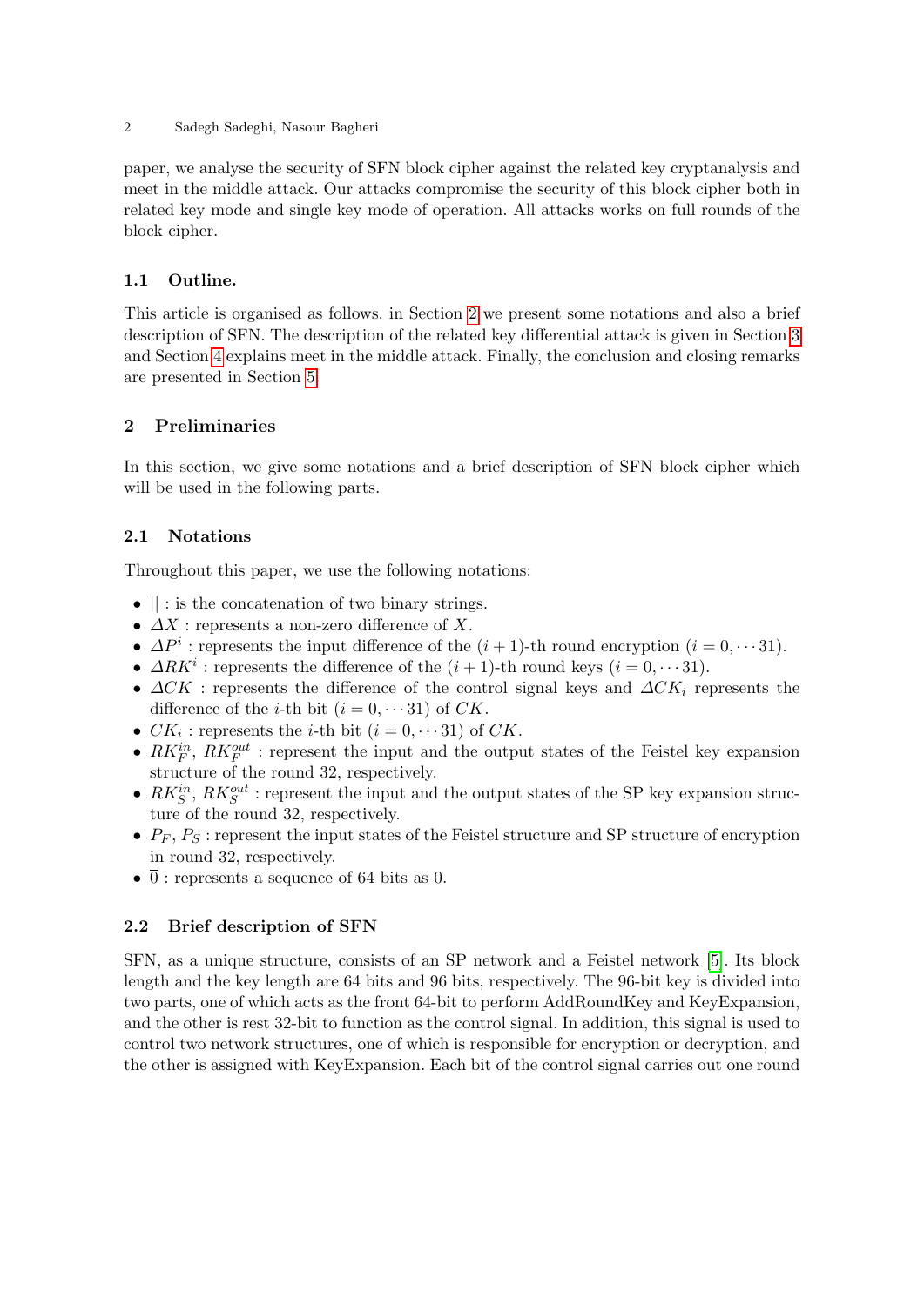paper, we analyse the security of SFN block cipher against the related key cryptanalysis and meet in the middle attack. Our attacks compromise the security of this block cipher both in related key mode and single key mode of operation. All attacks works on full rounds of the block cipher.

### 1.1 Outline.

This article is organised as follows. in Section 2 we present some notations and also a brief description of SFN. The description of the related key differential attack is given in Section 3 and Section 4 explains meet in the middle attack. Finally, the conclusion and closing remarks are presented in Section 5.

## 2 Preliminaries

In this section, we give some notations and a brief description of SFN block cipher which will be used in the following parts.

### 2.1 Notations

Throughout this paper, we use the following notations:

- $||$ : is the concatenation of two binary strings.
- $\Delta X$ : represents a non-zero difference of $X$.
- $\Delta P^i$ : represents the input difference of the $(i+1)$-th round encryption $(i = 0, \cdots 31)$.
- $\Delta RK^i$ : represents the difference of the $(i+1)$-th round keys $(i = 0, \cdots 31)$.
- $\Delta CK$ : represents the difference of the control signal keys and $\Delta CK_i$ represents the difference of the $i$-th bit $(i = 0, \cdots 31)$ of $CK$.
- $CK_i$ : represents the $i$-th bit $(i = 0, \cdots 31)$ of $CK$.
- $RK_F^{in}$, $RK_F^{out}$ : represent the input and the output states of the Feistel key expansion structure of the round 32, respectively.
- $RK_S^{in}$, $RK_S^{out}$ : represent the input and the output states of the SP key expansion structure of the round 32, respectively.
- $P_F$, $P_S$ : represent the input states of the Feistel structure and SP structure of encryption in round 32, respectively.
- $\overline{0}$ : represents a sequence of 64 bits as 0.

### 2.2 Brief description of SFN

SFN, as a unique structure, consists of an SP network and a Feistel network [5]. Its block length and the key length are 64 bits and 96 bits, respectively. The 96-bit key is divided into two parts, one of which acts as the front 64-bit to perform AddRoundKey and KeyExpansion, and the other is rest 32-bit to function as the control signal. In addition, this signal is used to control two network structures, one of which is responsible for encryption or decryption, and the other is assigned with KeyExpansion. Each bit of the control signal carries out one round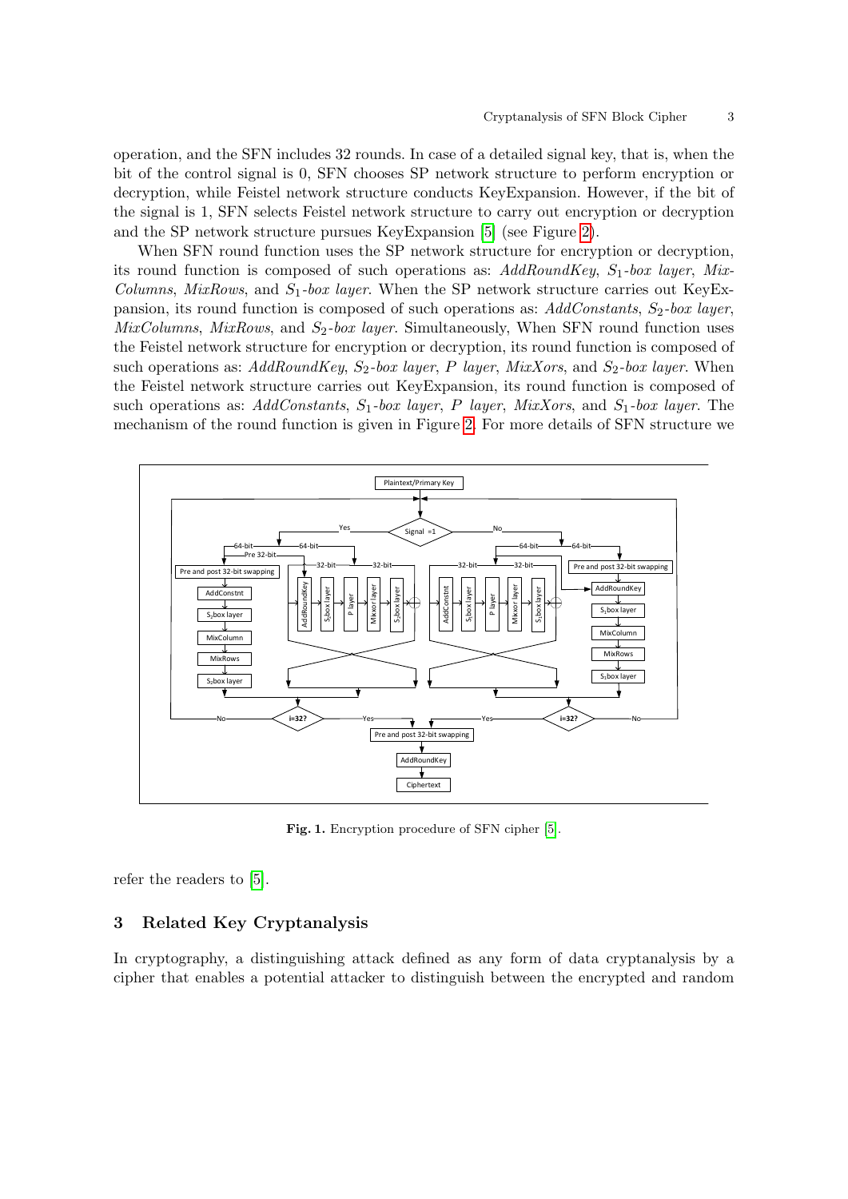operation, and the SFN includes 32 rounds. In case of a detailed signal key, that is, when the bit of the control signal is 0, SFN chooses SP network structure to perform encryption or decryption, while Feistel network structure conducts KeyExpansion. However, if the bit of the signal is 1, SFN selects Feistel network structure to carry out encryption or decryption and the SP network structure pursues KeyExpansion [5] (see Figure 2).

When SFN round function uses the SP network structure for encryption or decryption, its round function is composed of such operations as: *AddRoundKey*, $S_1$*-box layer*, *MixColumns*, *MixRows*, and $S_1$*-box layer*. When the SP network structure carries out KeyExpansion, its round function is composed of such operations as: *AddConstants*, $S_2$*-box layer*, *MixColumns*, *MixRows*, and $S_2$*-box layer*. Simultaneously, When SFN round function uses the Feistel network structure for encryption or decryption, its round function is composed of such operations as: *AddRoundKey*, $S_2$*-box layer*, *P layer*, *MixXors*, and $S_2$*-box layer*. When the Feistel network structure carries out KeyExpansion, its round function is composed of such operations as: *AddConstants*, $S_1$*-box layer*, *P layer*, *MixXors*, and $S_1$*-box layer*. The mechanism of the round function is given in Figure 2. For more details of SFN structure we refer the readers to [5].

**Fig. 1.** Encryption procedure of SFN cipher [5].

## 3 Related Key Cryptanalysis

In cryptography, a distinguishing attack defined as any form of data cryptanalysis by a cipher that enables a potential attacker to distinguish between the encrypted and random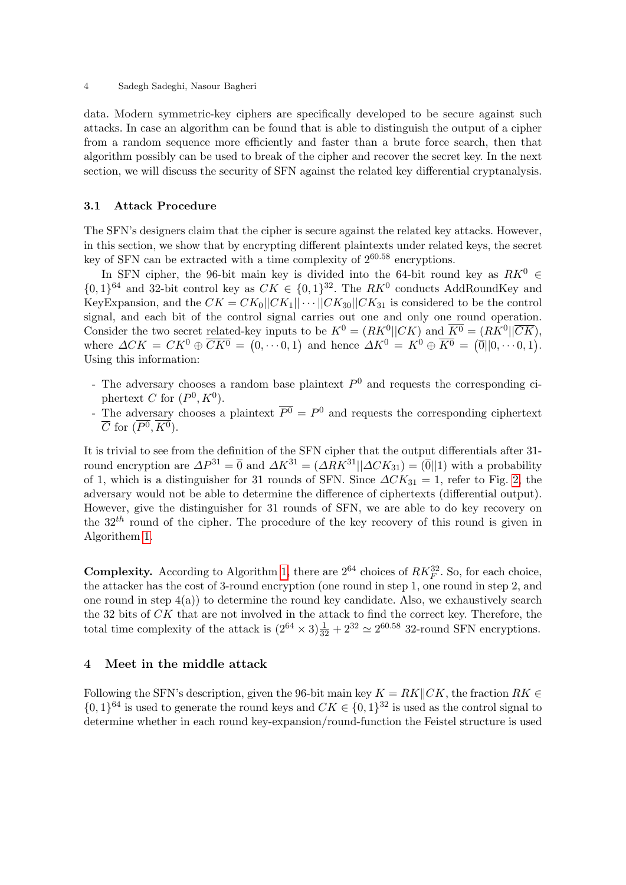data. Modern symmetric-key ciphers are specifically developed to be secure against such attacks. In case an algorithm can be found that is able to distinguish the output of a cipher from a random sequence more efficiently and faster than a brute force search, then that algorithm possibly can be used to break of the cipher and recover the secret key. In the next section, we will discuss the security of SFN against the related key differential cryptanalysis.

### 3.1 Attack Procedure

The SFN's designers claim that the cipher is secure against the related key attacks. However, in this section, we show that by encrypting different plaintexts under related keys, the secret key of SFN can be extracted with a time complexity of $2^{60.58}$ encryptions.

In SFN cipher, the 96-bit main key is divided into the 64-bit round key as $RK^0 \in \{0,1\}^{64}$ and 32-bit control key as $CK \in \{0,1\}^{32}$. The $RK^0$ conducts AddRoundKey and KeyExpansion, and the $CK = CK_0||CK_1||\cdots||CK_{30}||CK_{31}$ is considered to be the control signal, and each bit of the control signal carries out one and only one round operation. Consider the two secret related-key inputs to be $K^0 = (RK^0||CK)$ and $\overline{K^0} = (RK^0||\overline{CK})$, where $\Delta CK = CK^0 \oplus \overline{CK^0} = \big(0, \cdots 0, 1\big)$ and hence $\Delta K^0 = K^0 \oplus \overline{K^0} = \big(\overline{0}||0, \cdots 0, 1\big)$. Using this information:

- The adversary chooses a random base plaintext $P^0$ and requests the corresponding ciphertext $C$ for $(P^0, K^0)$.
- The adversary chooses a plaintext $\overline{P^0} = P^0$ and requests the corresponding ciphertext $\overline{C}$ for $(\overline{P^0}, \overline{K^0})$.

It is trivial to see from the definition of the SFN cipher that the output differentials after 31-round encryption are $\Delta P^{31} = \overline{0}$ and $\Delta K^{31} = (\Delta RK^{31}||\Delta CK_{31}) = (\overline{0}||1)$ with a probability of 1, which is a distinguisher for 31 rounds of SFN. Since $\Delta CK_{31} = 1$, refer to Fig. 2, the adversary would not be able to determine the difference of ciphertexts (differential output). However, give the distinguisher for 31 rounds of SFN, we are able to do key recovery on the $32^{th}$ round of the cipher. The procedure of the key recovery of this round is given in Algorithem 1.

**Complexity.** According to Algorithm 1, there are $2^{64}$ choices of $RK_F^{32}$. So, for each choice, the attacker has the cost of 3-round encryption (one round in step 1, one round in step 2, and one round in step 4(a)) to determine the round key candidate. Also, we exhaustively search the 32 bits of $CK$ that are not involved in the attack to find the correct key. Therefore, the total time complexity of the attack is $(2^{64} \times 3)\frac{1}{32} + 2^{32} \simeq 2^{60.58}$ 32-round SFN encryptions.

## 4 Meet in the middle attack

Following the SFN's description, given the 96-bit main key $K = RK\|CK$, the fraction $RK \in \{0,1\}^{64}$ is used to generate the round keys and $CK \in \{0,1\}^{32}$ is used as the control signal to determine whether in each round key-expansion/round-function the Feistel structure is used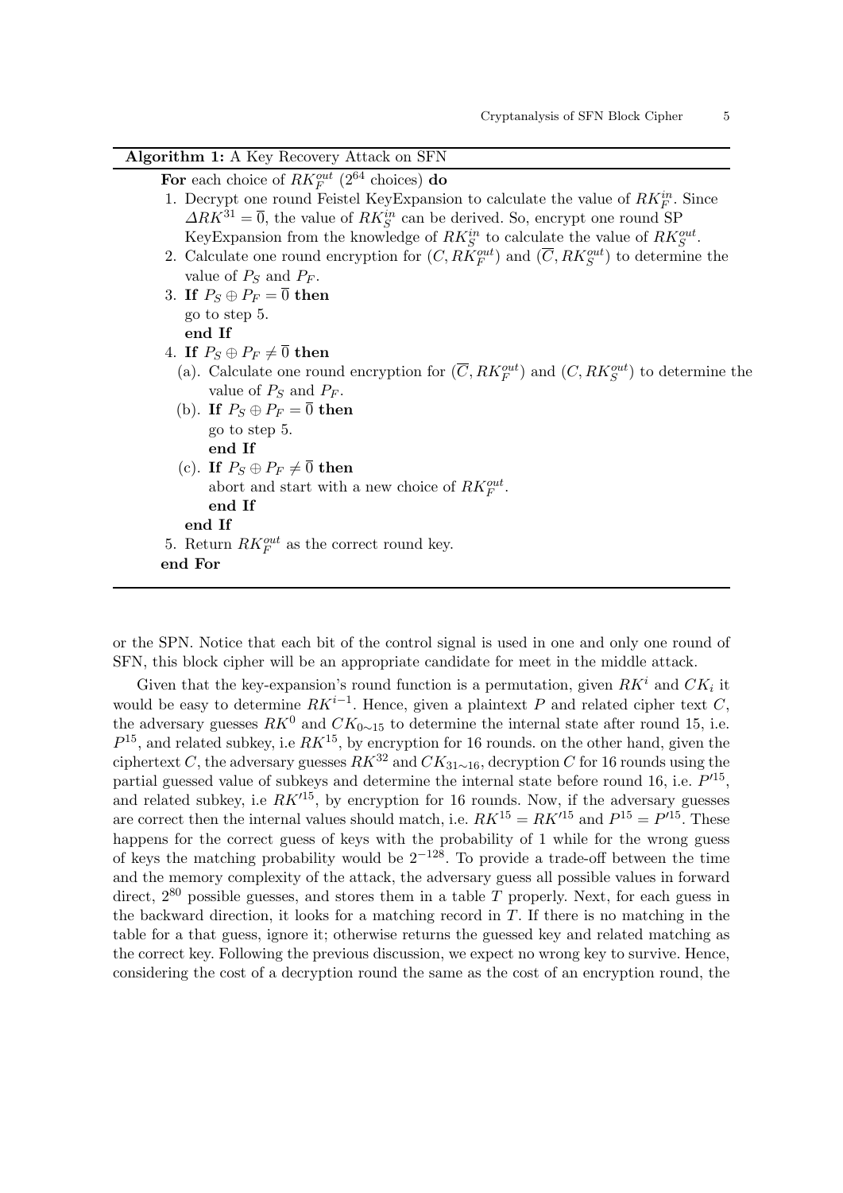**Algorithm 1:** A Key Recovery Attack on SFN

**For** each choice of $RK_F^{out}$ ($2^{64}$ choices) **do**

1. Decrypt one round Feistel KeyExpansion to calculate the value of $RK_F^{in}$. Since $\Delta RK^{31} = \overline{0}$, the value of $RK_S^{in}$ can be derived. So, encrypt one round SP KeyExpansion from the knowledge of $RK_S^{in}$ to calculate the value of $RK_S^{out}$.
2. Calculate one round encryption for $(C, RK_F^{out})$ and $(\overline{C}, RK_S^{out})$ to determine the value of $P_S$ and $P_F$.
3. **If** $P_S \oplus P_F = \overline{0}$ **then**
   go to step 5.
   **end If**
4. **If** $P_S \oplus P_F \neq \overline{0}$ **then**
   (a). Calculate one round encryption for $(\overline{C}, RK_F^{out})$ and $(C, RK_S^{out})$ to determine the value of $P_S$ and $P_F$.
   (b). **If** $P_S \oplus P_F = \overline{0}$ **then**
   go to step 5.
   **end If**
   (c). **If** $P_S \oplus P_F \neq \overline{0}$ **then**
   abort and start with a new choice of $RK_F^{out}$.
   **end If**
   **end If**
5. Return $RK_F^{out}$ as the correct round key.

**end For**

or the SPN. Notice that each bit of the control signal is used in one and only one round of SFN, this block cipher will be an appropriate candidate for meet in the middle attack.

Given that the key-expansion's round function is a permutation, given $RK^i$ and $CK_i$ it would be easy to determine $RK^{i-1}$. Hence, given a plaintext $P$ and related cipher text $C$, the adversary guesses $RK^0$ and $CK_{0\sim 15}$ to determine the internal state after round 15, i.e. $P^{15}$, and related subkey, i.e $RK^{15}$, by encryption for 16 rounds. on the other hand, given the ciphertext $C$, the adversary guesses $RK^{32}$ and $CK_{31\sim 16}$, decryption $C$ for 16 rounds using the partial guessed value of subkeys and determine the internal state before round 16, i.e. $P'^{15}$, and related subkey, i.e $RK'^{15}$, by encryption for 16 rounds. Now, if the adversary guesses are correct then the internal values should match, i.e. $RK^{15} = RK'^{15}$ and $P^{15} = P'^{15}$. These happens for the correct guess of keys with the probability of 1 while for the wrong guess of keys the matching probability would be $2^{-128}$. To provide a trade-off between the time and the memory complexity of the attack, the adversary guess all possible values in forward direct, $2^{80}$ possible guesses, and stores them in a table $T$ properly. Next, for each guess in the backward direction, it looks for a matching record in $T$. If there is no matching in the table for a that guess, ignore it; otherwise returns the guessed key and related matching as the correct key. Following the previous discussion, we expect no wrong key to survive. Hence, considering the cost of a decryption round the same as the cost of an encryption round, the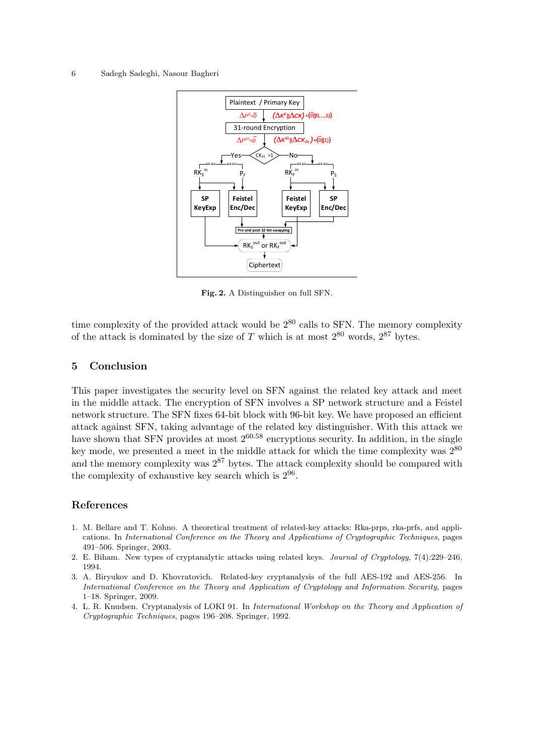Fig. 2. A Distinguisher on full SFN.

time complexity of the provided attack would be $2^{80}$ calls to SFN. The memory complexity of the attack is dominated by the size of $T$ which is at most $2^{80}$ words, $2^{87}$ bytes.

## 5 Conclusion

This paper investigates the security level on SFN against the related key attack and meet in the middle attack. The encryption of SFN involves a SP network structure and a Feistel network structure. The SFN fixes 64-bit block with 96-bit key. We have proposed an efficient attack against SFN, taking advantage of the related key distinguisher. With this attack we have shown that SFN provides at most $2^{60.58}$ encryptions security. In addition, in the single key mode, we presented a meet in the middle attack for which the time complexity was $2^{80}$ and the memory complexity was $2^{87}$ bytes. The attack complexity should be compared with the complexity of exhaustive key search which is $2^{96}$.

## References

1. M. Bellare and T. Kohno. A theoretical treatment of related-key attacks: Rka-prps, rka-prfs, and applications. In *International Conference on the Theory and Applications of Cryptographic Techniques*, pages 491–506. Springer, 2003.
2. E. Biham. New types of cryptanalytic attacks using related keys. *Journal of Cryptology*, 7(4):229–246, 1994.
3. A. Biryukov and D. Khovratovich. Related-key cryptanalysis of the full AES-192 and AES-256. In *International Conference on the Theory and Application of Cryptology and Information Security*, pages 1–18. Springer, 2009.
4. L. R. Knudsen. Cryptanalysis of LOKI 91. In *International Workshop on the Theory and Application of Cryptographic Techniques*, pages 196–208. Springer, 1992.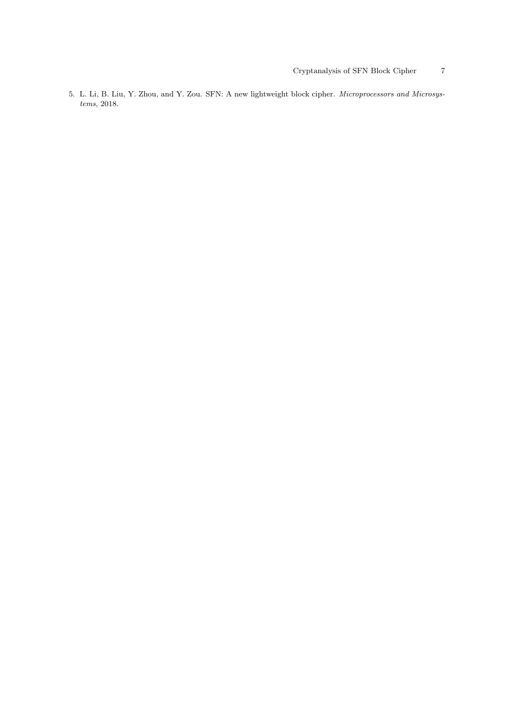5. L. Li, B. Liu, Y. Zhou, and Y. Zou. SFN: A new lightweight block cipher. *Microprocessors and Microsystems*, 2018.